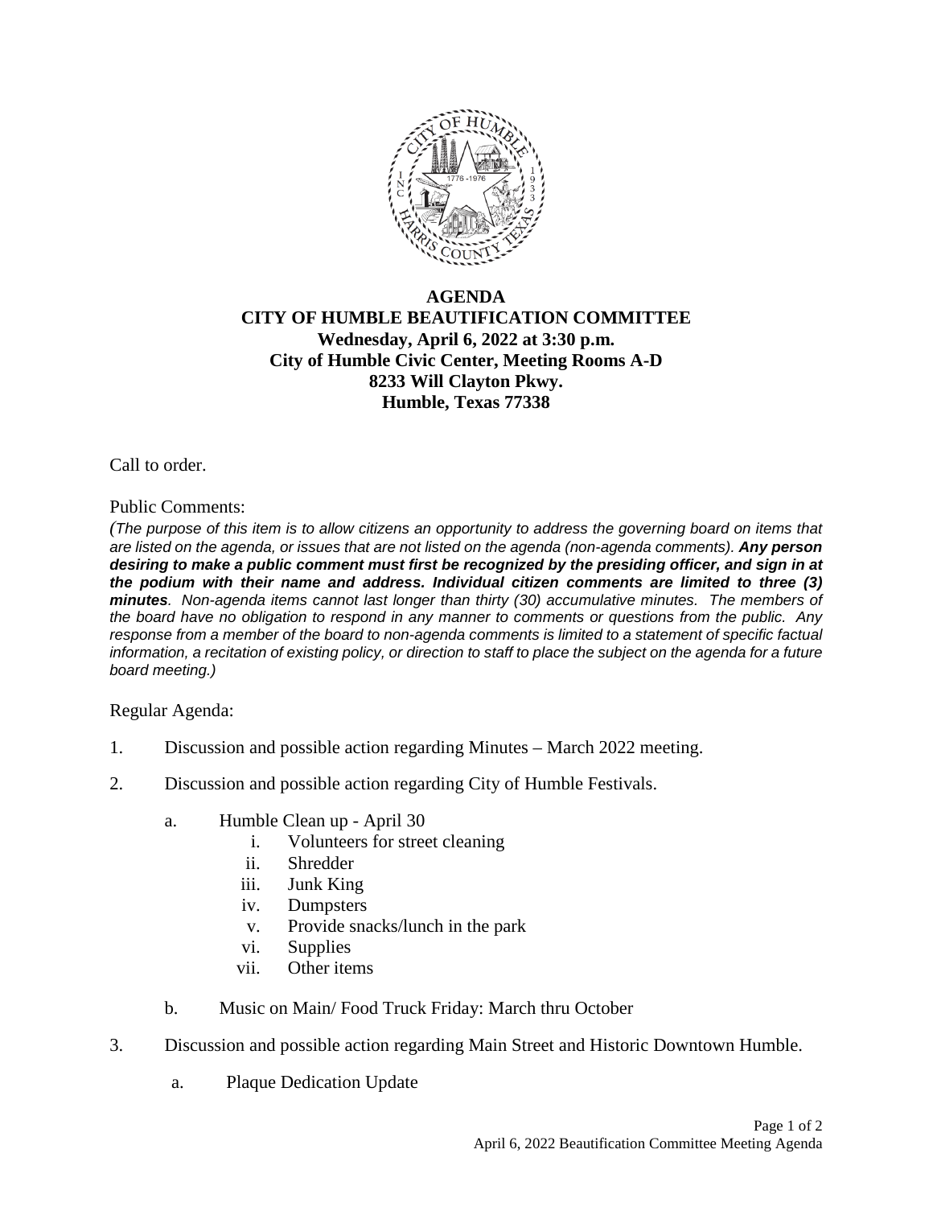# AGENDA
## CITY OF HUMBLE BEAUTIFICATION COMMITTEE
**Wednesday, April 6, 2022 at 3:30 p.m.**
**City of Humble Civic Center, Meeting Rooms A-D**
**8233 Will Clayton Pkwy.**
**Humble, Texas 77338**

Call to order.

Public Comments:

*(The purpose of this item is to allow citizens an opportunity to address the governing board on items that are listed on the agenda, or issues that are not listed on the agenda (non-agenda comments). **Any person desiring to make a public comment must first be recognized by the presiding officer, and sign in at the podium with their name and address. Individual citizen comments are limited to three (3) minutes**. Non-agenda items cannot last longer than thirty (30) accumulative minutes. The members of the board have no obligation to respond in any manner to comments or questions from the public. Any response from a member of the board to non-agenda comments is limited to a statement of specific factual information, a recitation of existing policy, or direction to staff to place the subject on the agenda for a future board meeting.)*

Regular Agenda:

1. Discussion and possible action regarding Minutes – March 2022 meeting.

2. Discussion and possible action regarding City of Humble Festivals.
   - a. Humble Clean up - April 30
     - i. Volunteers for street cleaning
     - ii. Shredder
     - iii. Junk King
     - iv. Dumpsters
     - v. Provide snacks/lunch in the park
     - vi. Supplies
     - vii. Other items
   - b. Music on Main/ Food Truck Friday: March thru October

3. Discussion and possible action regarding Main Street and Historic Downtown Humble.
   - a. Plaque Dedication Update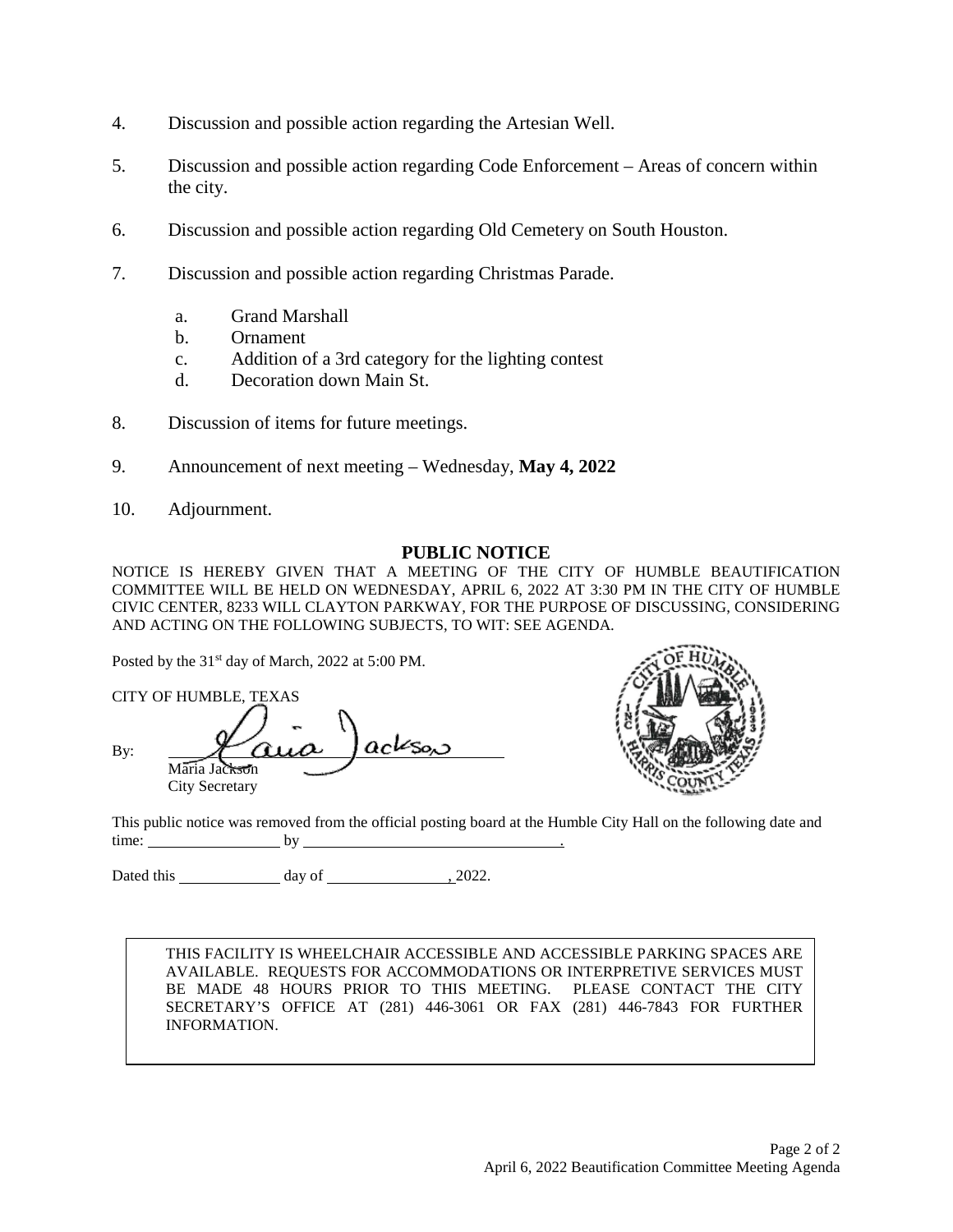4. Discussion and possible action regarding the Artesian Well.

5. Discussion and possible action regarding Code Enforcement – Areas of concern within the city.

6. Discussion and possible action regarding Old Cemetery on South Houston.

7. Discussion and possible action regarding Christmas Parade.

   a. Grand Marshall
   b. Ornament
   c. Addition of a 3rd category for the lighting contest
   d. Decoration down Main St.

8. Discussion of items for future meetings.

9. Announcement of next meeting – Wednesday, **May 4, 2022**

10. Adjournment.

## PUBLIC NOTICE

NOTICE IS HEREBY GIVEN THAT A MEETING OF THE CITY OF HUMBLE BEAUTIFICATION COMMITTEE WILL BE HELD ON WEDNESDAY, APRIL 6, 2022 AT 3:30 PM IN THE CITY OF HUMBLE CIVIC CENTER, 8233 WILL CLAYTON PARKWAY, FOR THE PURPOSE OF DISCUSSING, CONSIDERING AND ACTING ON THE FOLLOWING SUBJECTS, TO WIT: SEE AGENDA.

Posted by the 31st day of March, 2022 at 5:00 PM.

CITY OF HUMBLE, TEXAS

By: Maria Jackson
Maria Jackson
City Secretary

This public notice was removed from the official posting board at the Humble City Hall on the following date and time: \_\_\_\_\_\_\_\_\_\_\_\_\_\_\_\_ by \_\_\_\_\_\_\_\_\_\_\_\_\_\_\_\_\_\_\_\_\_\_\_\_\_\_\_\_\_\_\_\_.

Dated this \_\_\_\_\_\_\_\_\_\_\_\_ day of \_\_\_\_\_\_\_\_\_\_\_\_\_\_\_, 2022.

THIS FACILITY IS WHEELCHAIR ACCESSIBLE AND ACCESSIBLE PARKING SPACES ARE AVAILABLE. REQUESTS FOR ACCOMMODATIONS OR INTERPRETIVE SERVICES MUST BE MADE 48 HOURS PRIOR TO THIS MEETING. PLEASE CONTACT THE CITY SECRETARY'S OFFICE AT (281) 446-3061 OR FAX (281) 446-7843 FOR FURTHER INFORMATION.